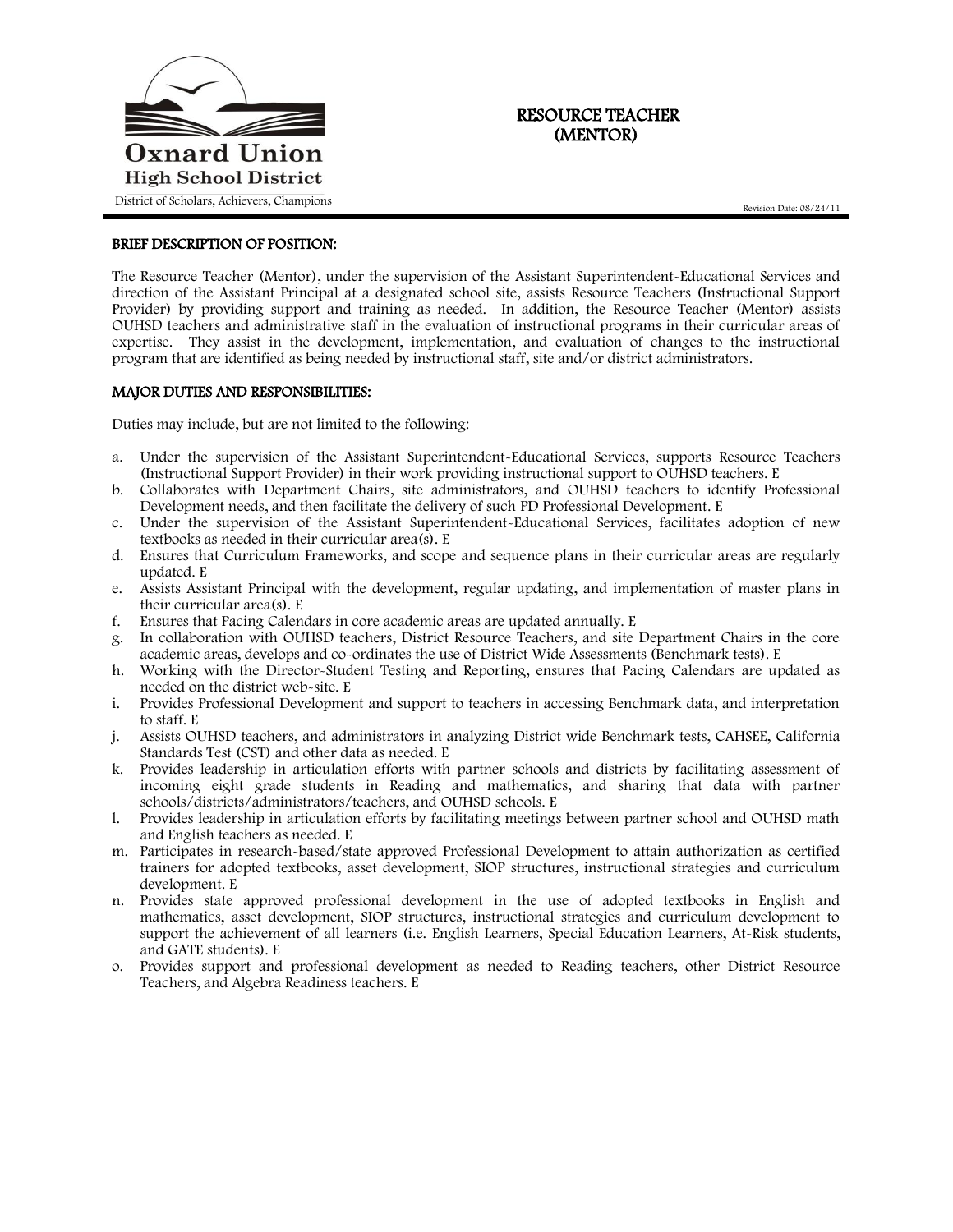Oxnard Union
High School District
District of Scholars, Achievers, Champions

# RESOURCE TEACHER (MENTOR)

Revision Date: 08/24/11

## BRIEF DESCRIPTION OF POSITION:

The Resource Teacher (Mentor), under the supervision of the Assistant Superintendent-Educational Services and direction of the Assistant Principal at a designated school site, assists Resource Teachers (Instructional Support Provider) by providing support and training as needed. In addition, the Resource Teacher (Mentor) assists OUHSD teachers and administrative staff in the evaluation of instructional programs in their curricular areas of expertise. They assist in the development, implementation, and evaluation of changes to the instructional program that are identified as being needed by instructional staff, site and/or district administrators.

## MAJOR DUTIES AND RESPONSIBILITIES:

Duties may include, but are not limited to the following:

a. Under the supervision of the Assistant Superintendent-Educational Services, supports Resource Teachers (Instructional Support Provider) in their work providing instructional support to OUHSD teachers. E
b. Collaborates with Department Chairs, site administrators, and OUHSD teachers to identify Professional Development needs, and then facilitate the delivery of such ~~PD~~ Professional Development. E
c. Under the supervision of the Assistant Superintendent-Educational Services, facilitates adoption of new textbooks as needed in their curricular area(s). E
d. Ensures that Curriculum Frameworks, and scope and sequence plans in their curricular areas are regularly updated. E
e. Assists Assistant Principal with the development, regular updating, and implementation of master plans in their curricular area(s). E
f. Ensures that Pacing Calendars in core academic areas are updated annually. E
g. In collaboration with OUHSD teachers, District Resource Teachers, and site Department Chairs in the core academic areas, develops and co-ordinates the use of District Wide Assessments (Benchmark tests). E
h. Working with the Director-Student Testing and Reporting, ensures that Pacing Calendars are updated as needed on the district web-site. E
i. Provides Professional Development and support to teachers in accessing Benchmark data, and interpretation to staff. E
j. Assists OUHSD teachers, and administrators in analyzing District wide Benchmark tests, CAHSEE, California Standards Test (CST) and other data as needed. E
k. Provides leadership in articulation efforts with partner schools and districts by facilitating assessment of incoming eight grade students in Reading and mathematics, and sharing that data with partner schools/districts/administrators/teachers, and OUHSD schools. E
l. Provides leadership in articulation efforts by facilitating meetings between partner school and OUHSD math and English teachers as needed. E
m. Participates in research-based/state approved Professional Development to attain authorization as certified trainers for adopted textbooks, asset development, SIOP structures, instructional strategies and curriculum development. E
n. Provides state approved professional development in the use of adopted textbooks in English and mathematics, asset development, SIOP structures, instructional strategies and curriculum development to support the achievement of all learners (i.e. English Learners, Special Education Learners, At-Risk students, and GATE students). E
o. Provides support and professional development as needed to Reading teachers, other District Resource Teachers, and Algebra Readiness teachers. E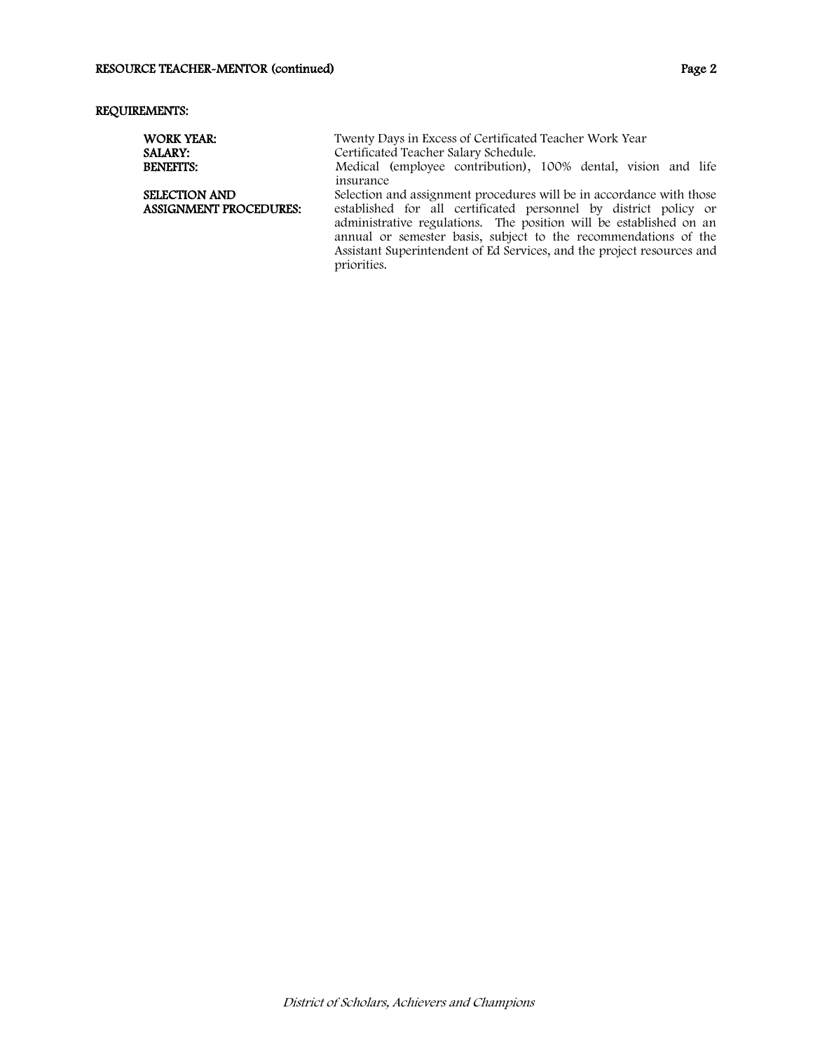## REQUIREMENTS:

| | |
|---|---|
| **WORK YEAR:** | Twenty Days in Excess of Certificated Teacher Work Year |
| **SALARY:** | Certificated Teacher Salary Schedule. |
| **BENEFITS:** | Medical (employee contribution), 100% dental, vision and life insurance |
| **SELECTION AND ASSIGNMENT PROCEDURES:** | Selection and assignment procedures will be in accordance with those established for all certificated personnel by district policy or administrative regulations. The position will be established on an annual or semester basis, subject to the recommendations of the Assistant Superintendent of Ed Services, and the project resources and priorities. |